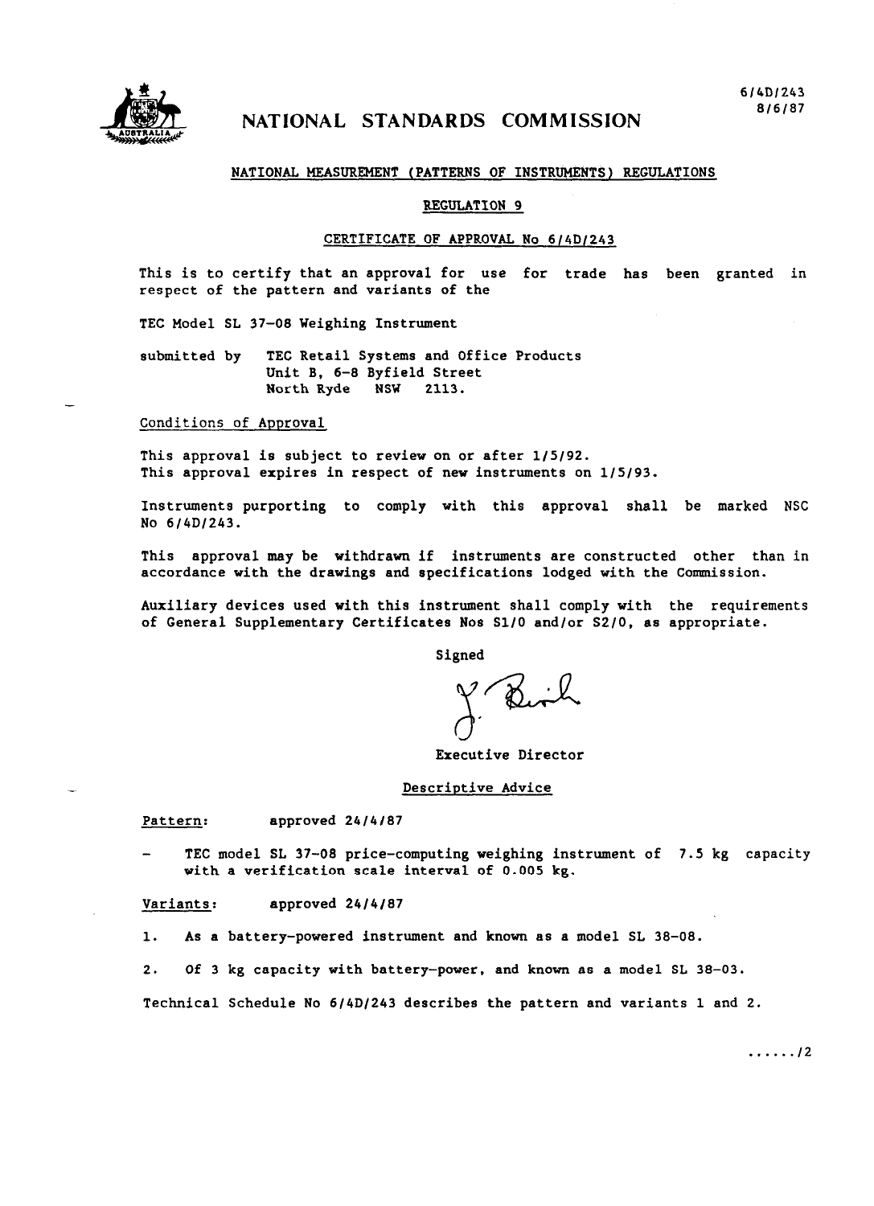6/4D/243
8/6/87

# NATIONAL STANDARDS COMMISSION

NATIONAL MEASUREMENT (PATTERNS OF INSTRUMENTS) REGULATIONS

REGULATION 9

CERTIFICATE OF APPROVAL No 6/4D/243

This is to certify that an approval for use for trade has been granted in respect of the pattern and variants of the

TEC Model SL 37-08 Weighing Instrument

submitted by TEC Retail Systems and Office Products
Unit B, 6-8 Byfield Street
North Ryde NSW 2113.

Conditions of Approval

This approval is subject to review on or after 1/5/92.
This approval expires in respect of new instruments on 1/5/93.

Instruments purporting to comply with this approval shall be marked NSC No 6/4D/243.

This approval may be withdrawn if instruments are constructed other than in accordance with the drawings and specifications lodged with the Commission.

Auxiliary devices used with this instrument shall comply with the requirements of General Supplementary Certificates Nos S1/0 and/or S2/0, as appropriate.

Signed

Executive Director

Descriptive Advice

Pattern: approved 24/4/87

- TEC model SL 37-08 price-computing weighing instrument of 7.5 kg capacity with a verification scale interval of 0.005 kg.

Variants: approved 24/4/87

1. As a battery-powered instrument and known as a model SL 38-08.
2. Of 3 kg capacity with battery-power, and known as a model SL 38-03.

Technical Schedule No 6/4D/243 describes the pattern and variants 1 and 2.

....../2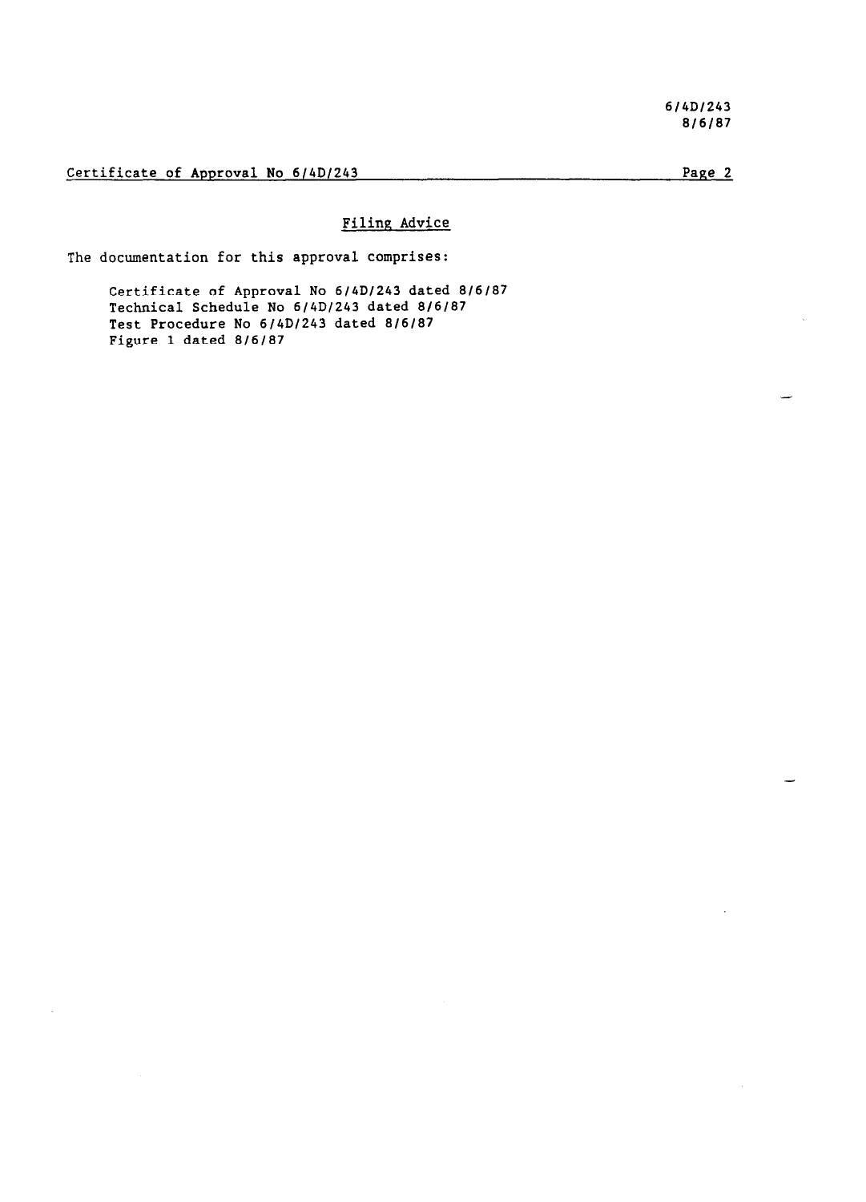## Filing Advice

The documentation for this approval comprises:

- Certificate of Approval No 6/4D/243 dated 8/6/87
- Technical Schedule No 6/4D/243 dated 8/6/87
- Test Procedure No 6/4D/243 dated 8/6/87
- Figure 1 dated 8/6/87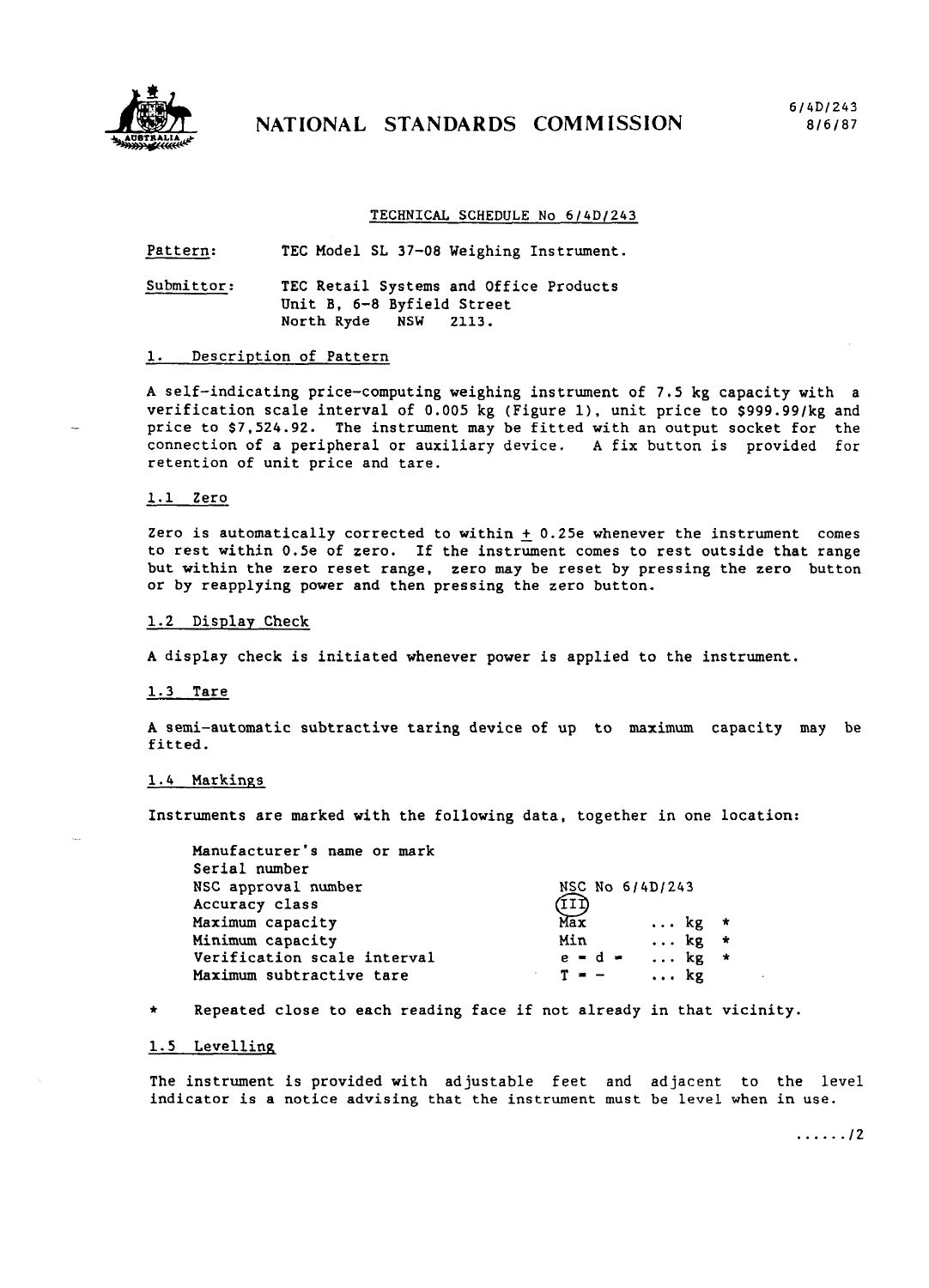# NATIONAL STANDARDS COMMISSION

6/4D/243
8/6/87

## TECHNICAL SCHEDULE No 6/4D/243

Pattern: TEC Model SL 37-08 Weighing Instrument.

Submittor: TEC Retail Systems and Office Products
Unit B, 6-8 Byfield Street
North Ryde NSW 2113.

### 1. Description of Pattern

A self-indicating price-computing weighing instrument of 7.5 kg capacity with a verification scale interval of 0.005 kg (Figure 1), unit price to $999.99/kg and price to $7,524.92. The instrument may be fitted with an output socket for the connection of a peripheral or auxiliary device. A fix button is provided for retention of unit price and tare.

#### 1.1 Zero

Zero is automatically corrected to within ± 0.25e whenever the instrument comes to rest within 0.5e of zero. If the instrument comes to rest outside that range but within the zero reset range, zero may be reset by pressing the zero button or by reapplying power and then pressing the zero button.

#### 1.2 Display Check

A display check is initiated whenever power is applied to the instrument.

#### 1.3 Tare

A semi-automatic subtractive taring device of up to maximum capacity may be fitted.

#### 1.4 Markings

Instruments are marked with the following data, together in one location:

| | | |
|---|---|---|
| Manufacturer's name or mark | | |
| Serial number | | |
| NSC approval number | NSC No 6/4D/243 | |
| Accuracy class | (III) | |
| Maximum capacity | Max ... kg | * |
| Minimum capacity | Min ... kg | * |
| Verification scale interval | e = d = ... kg | * |
| Maximum subtractive tare | T = – ... kg | |

\* Repeated close to each reading face if not already in that vicinity.

#### 1.5 Levelling

The instrument is provided with adjustable feet and adjacent to the level indicator is a notice advising that the instrument must be level when in use.

....../2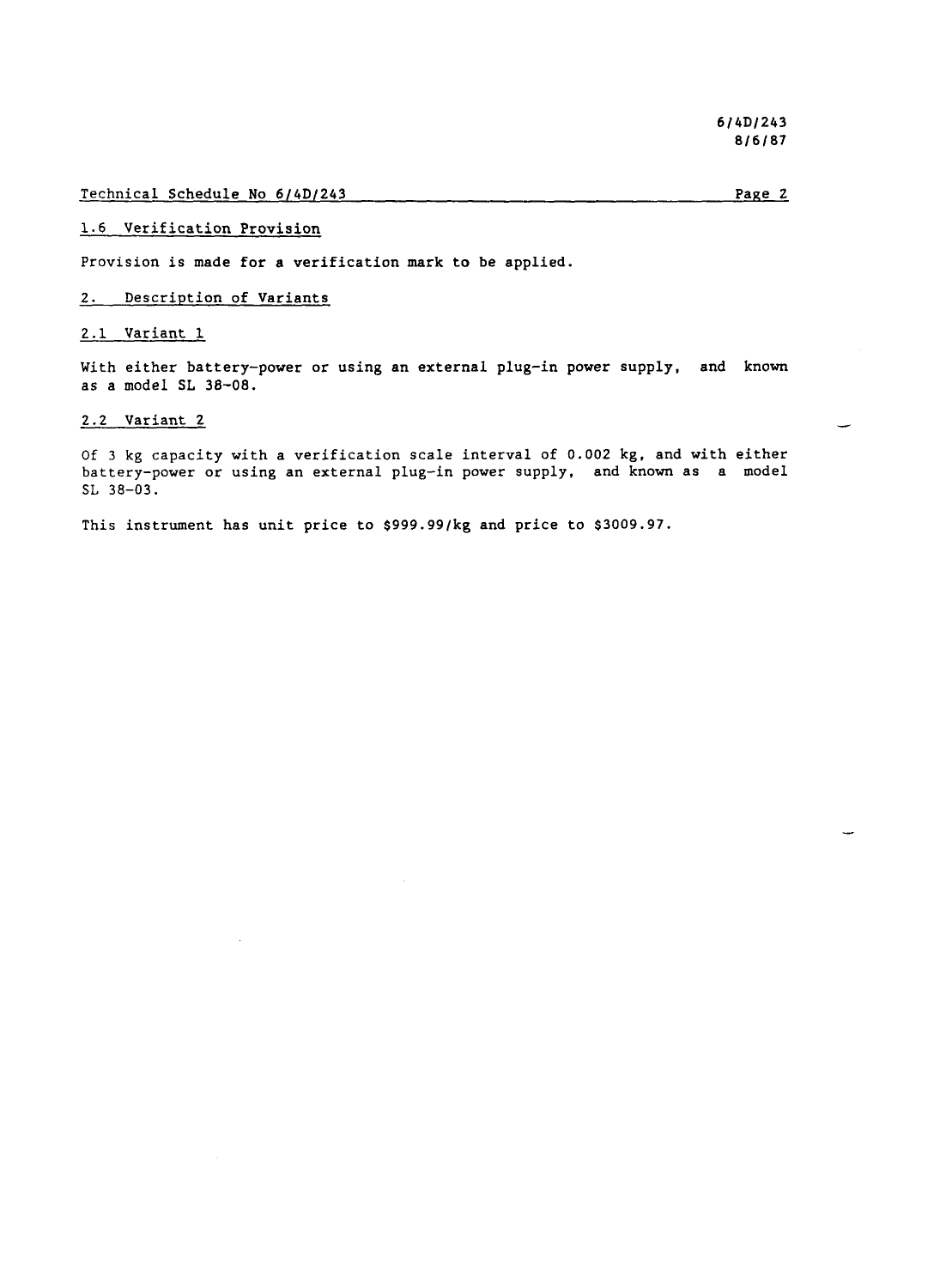6/4D/243
8/6/87

Technical Schedule No 6/4D/243 Page 2

### 1.6 Verification Provision

Provision is made for a verification mark to be applied.

## 2. Description of Variants

### 2.1 Variant 1

With either battery-power or using an external plug-in power supply, and known as a model SL 38-08.

### 2.2 Variant 2

Of 3 kg capacity with a verification scale interval of 0.002 kg, and with either battery-power or using an external plug-in power supply, and known as a model SL 38-03.

This instrument has unit price to $999.99/kg and price to $3009.97.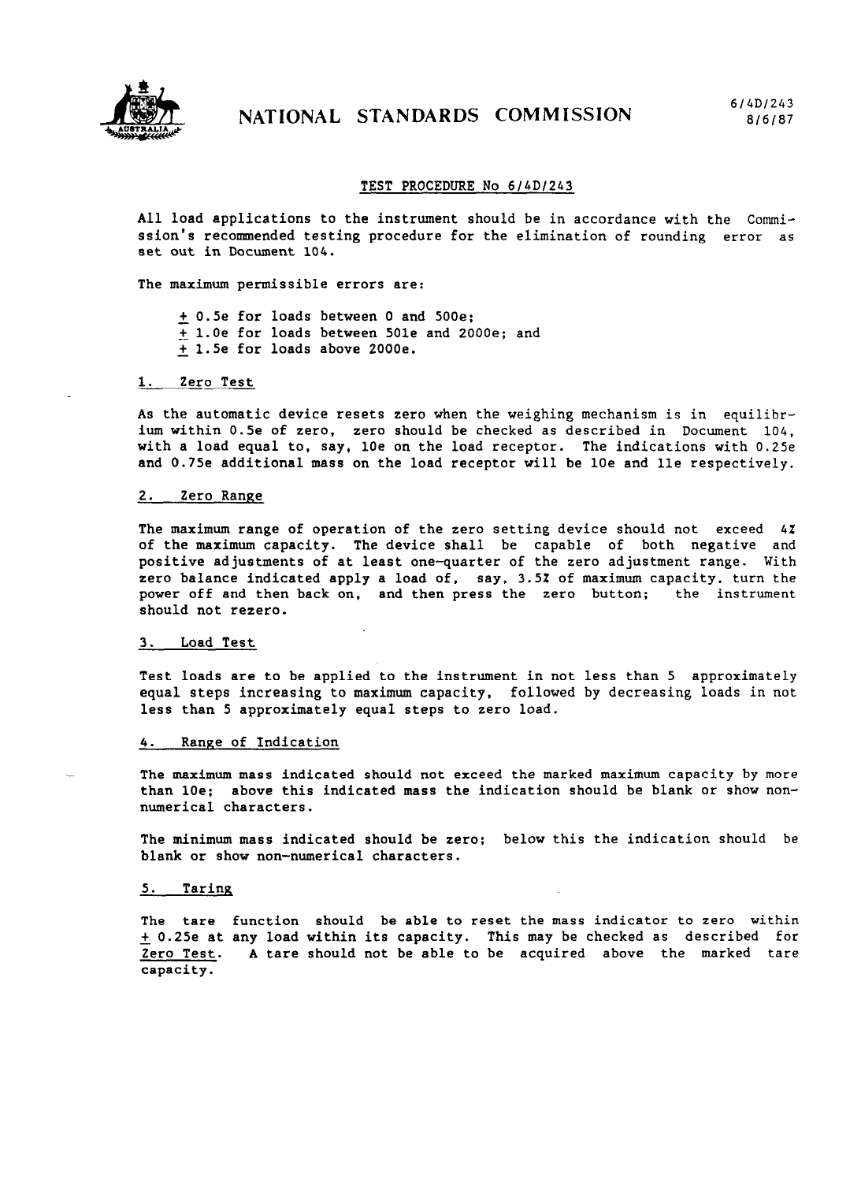# NATIONAL STANDARDS COMMISSION

6/4D/243
8/6/87

## TEST PROCEDURE No 6/4D/243

All load applications to the instrument should be in accordance with the Commission's recommended testing procedure for the elimination of rounding error as set out in Document 104.

The maximum permissible errors are:

± 0.5e for loads between 0 and 500e;
± 1.0e for loads between 501e and 2000e; and
± 1.5e for loads above 2000e.

### 1. Zero Test

As the automatic device resets zero when the weighing mechanism is in equilibrium within 0.5e of zero, zero should be checked as described in Document 104, with a load equal to, say, 10e on the load receptor. The indications with 0.25e and 0.75e additional mass on the load receptor will be 10e and 11e respectively.

### 2. Zero Range

The maximum range of operation of the zero setting device should not exceed 4% of the maximum capacity. The device shall be capable of both negative and positive adjustments of at least one-quarter of the zero adjustment range. With zero balance indicated apply a load of, say, 3.5% of maximum capacity, turn the power off and then back on, and then press the zero button; the instrument should not rezero.

### 3. Load Test

Test loads are to be applied to the instrument in not less than 5 approximately equal steps increasing to maximum capacity, followed by decreasing loads in not less than 5 approximately equal steps to zero load.

### 4. Range of Indication

The maximum mass indicated should not exceed the marked maximum capacity by more than 10e; above this indicated mass the indication should be blank or show non-numerical characters.

The minimum mass indicated should be zero; below this the indication should be blank or show non-numerical characters.

### 5. Taring

The tare function should be able to reset the mass indicator to zero within ± 0.25e at any load within its capacity. This may be checked as described for Zero Test. A tare should not be able to be acquired above the marked tare capacity.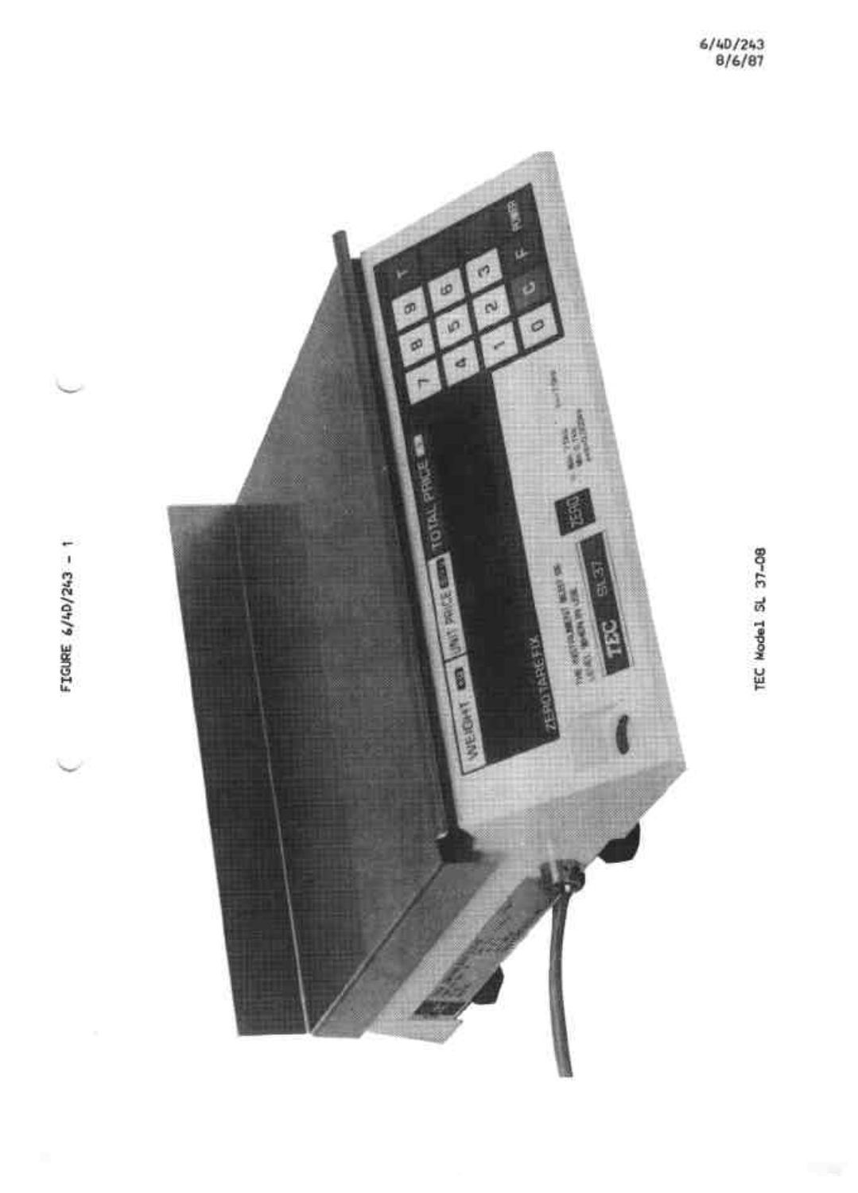6/4D/243
8/6/87

FIGURE 6/4D/243 - 1

TEC Model SL 37-08